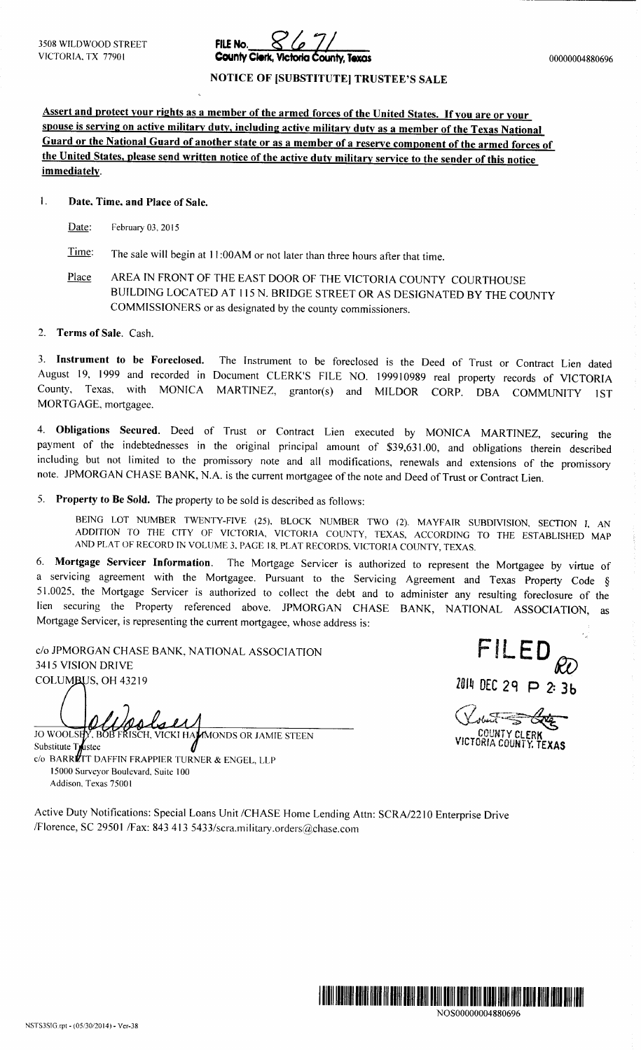3508 WILDWOOD STREET
VICTORIA, TX 77901

**FILE No. 8671**
**County Clerk, Victoria County, Texas**

00000004880696

## NOTICE OF [SUBSTITUTE] TRUSTEE'S SALE

**Assert and protect your rights as a member of the armed forces of the United States. If you are or your spouse is serving on active military duty, including active military duty as a member of the Texas National Guard or the National Guard of another state or as a member of a reserve component of the armed forces of the United States, please send written notice of the active duty military service to the sender of this notice immediately.**

1. **Date, Time, and Place of Sale.**

   Date: February 03, 2015

   Time: The sale will begin at 11:00AM or not later than three hours after that time.

   Place AREA IN FRONT OF THE EAST DOOR OF THE VICTORIA COUNTY COURTHOUSE BUILDING LOCATED AT 115 N. BRIDGE STREET OR AS DESIGNATED BY THE COUNTY COMMISSIONERS or as designated by the county commissioners.

2. **Terms of Sale.** Cash.

3. **Instrument to be Foreclosed.** The Instrument to be foreclosed is the Deed of Trust or Contract Lien dated August 19, 1999 and recorded in Document CLERK'S FILE NO. 199910989 real property records of VICTORIA County, Texas, with MONICA MARTINEZ, grantor(s) and MILDOR CORP. DBA COMMUNITY 1ST MORTGAGE, mortgagee.

4. **Obligations Secured.** Deed of Trust or Contract Lien executed by MONICA MARTINEZ, securing the payment of the indebtednesses in the original principal amount of $39,631.00, and obligations therein described including but not limited to the promissory note and all modifications, renewals and extensions of the promissory note. JPMORGAN CHASE BANK, N.A. is the current mortgagee of the note and Deed of Trust or Contract Lien.

5. **Property to Be Sold.** The property to be sold is described as follows:

   BEING LOT NUMBER TWENTY-FIVE (25), BLOCK NUMBER TWO (2), MAYFAIR SUBDIVISION, SECTION I, AN ADDITION TO THE CITY OF VICTORIA, VICTORIA COUNTY, TEXAS, ACCORDING TO THE ESTABLISHED MAP AND PLAT OF RECORD IN VOLUME 3, PAGE 18, PLAT RECORDS, VICTORIA COUNTY, TEXAS.

6. **Mortgage Servicer Information.** The Mortgage Servicer is authorized to represent the Mortgagee by virtue of a servicing agreement with the Mortgagee. Pursuant to the Servicing Agreement and Texas Property Code § 51.0025, the Mortgage Servicer is authorized to collect the debt and to administer any resulting foreclosure of the lien securing the Property referenced above. JPMORGAN CHASE BANK, NATIONAL ASSOCIATION, as Mortgage Servicer, is representing the current mortgagee, whose address is:

c/o JPMORGAN CHASE BANK, NATIONAL ASSOCIATION
3415 VISION DRIVE
COLUMBUS, OH 43219

**FILED**
2014 DEC 29 P 2:36
COUNTY CLERK
VICTORIA COUNTY, TEXAS

JO WOOLSEY, BOB FRISCH, VICKI HAMMONDS OR JAMIE STEEN
Substitute Trustee
c/o BARRETT DAFFIN FRAPPIER TURNER & ENGEL, LLP
15000 Surveyor Boulevard, Suite 100
Addison, Texas 75001

Active Duty Notifications: Special Loans Unit /CHASE Home Lending Attn: SCRA/2210 Enterprise Drive /Florence, SC 29501 /Fax: 843 413 5433/scra.military.orders@chase.com

NOS00000004880696

NSTS3SIG.rpt - (05/30/2014) - Ver-38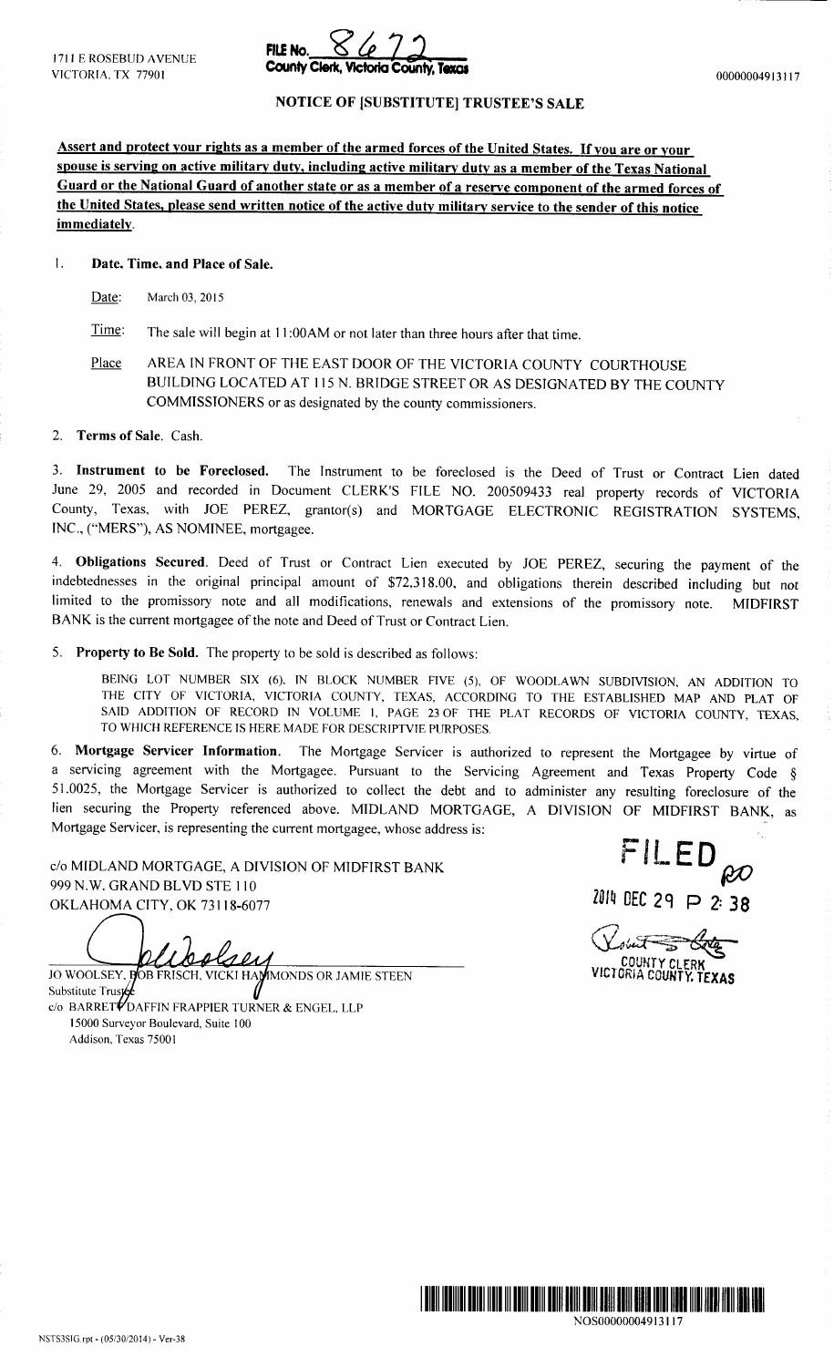1711 E ROSEBUD AVENUE
VICTORIA, TX 77901

FILE No. 8672
County Clerk, Victoria County, Texas

00000004913117

## NOTICE OF [SUBSTITUTE] TRUSTEE'S SALE

**Assert and protect your rights as a member of the armed forces of the United States. If you are or your spouse is serving on active military duty, including active military duty as a member of the Texas National Guard or the National Guard of another state or as a member of a reserve component of the armed forces of the United States, please send written notice of the active duty military service to the sender of this notice immediately.**

1. **Date, Time, and Place of Sale.**

   Date: March 03, 2015

   Time: The sale will begin at 11:00AM or not later than three hours after that time.

   Place AREA IN FRONT OF THE EAST DOOR OF THE VICTORIA COUNTY COURTHOUSE BUILDING LOCATED AT 115 N. BRIDGE STREET OR AS DESIGNATED BY THE COUNTY COMMISSIONERS or as designated by the county commissioners.

2. **Terms of Sale.** Cash.

3. **Instrument to be Foreclosed.** The Instrument to be foreclosed is the Deed of Trust or Contract Lien dated June 29, 2005 and recorded in Document CLERK'S FILE NO. 200509433 real property records of VICTORIA County, Texas, with JOE PEREZ, grantor(s) and MORTGAGE ELECTRONIC REGISTRATION SYSTEMS, INC., ("MERS"), AS NOMINEE, mortgagee.

4. **Obligations Secured.** Deed of Trust or Contract Lien executed by JOE PEREZ, securing the payment of the indebtednesses in the original principal amount of $72,318.00, and obligations therein described including but not limited to the promissory note and all modifications, renewals and extensions of the promissory note. MIDFIRST BANK is the current mortgagee of the note and Deed of Trust or Contract Lien.

5. **Property to Be Sold.** The property to be sold is described as follows:

   BEING LOT NUMBER SIX (6), IN BLOCK NUMBER FIVE (5), OF WOODLAWN SUBDIVISION, AN ADDITION TO THE CITY OF VICTORIA, VICTORIA COUNTY, TEXAS, ACCORDING TO THE ESTABLISHED MAP AND PLAT OF SAID ADDITION OF RECORD IN VOLUME 1, PAGE 23 OF THE PLAT RECORDS OF VICTORIA COUNTY, TEXAS, TO WHICH REFERENCE IS HERE MADE FOR DESCRIPTVIE PURPOSES.

6. **Mortgage Servicer Information.** The Mortgage Servicer is authorized to represent the Mortgagee by virtue of a servicing agreement with the Mortgagee. Pursuant to the Servicing Agreement and Texas Property Code § 51.0025, the Mortgage Servicer is authorized to collect the debt and to administer any resulting foreclosure of the lien securing the Property referenced above. MIDLAND MORTGAGE, A DIVISION OF MIDFIRST BANK, as Mortgage Servicer, is representing the current mortgagee, whose address is:

c/o MIDLAND MORTGAGE, A DIVISION OF MIDFIRST BANK
999 N.W. GRAND BLVD STE 110
OKLAHOMA CITY, OK 73118-6077

FILED
2014 DEC 29 P 2:38
COUNTY CLERK
VICTORIA COUNTY, TEXAS

JO WOOLSEY, BOB FRISCH, VICKI HAMMONDS OR JAMIE STEEN
Substitute Trustee
c/o BARRETT DAFFIN FRAPPIER TURNER & ENGEL, LLP
15000 Surveyor Boulevard, Suite 100
Addison, Texas 75001

NOS00000004913117

NSTS3SIG.rpt - (05/30/2014) - Ver-38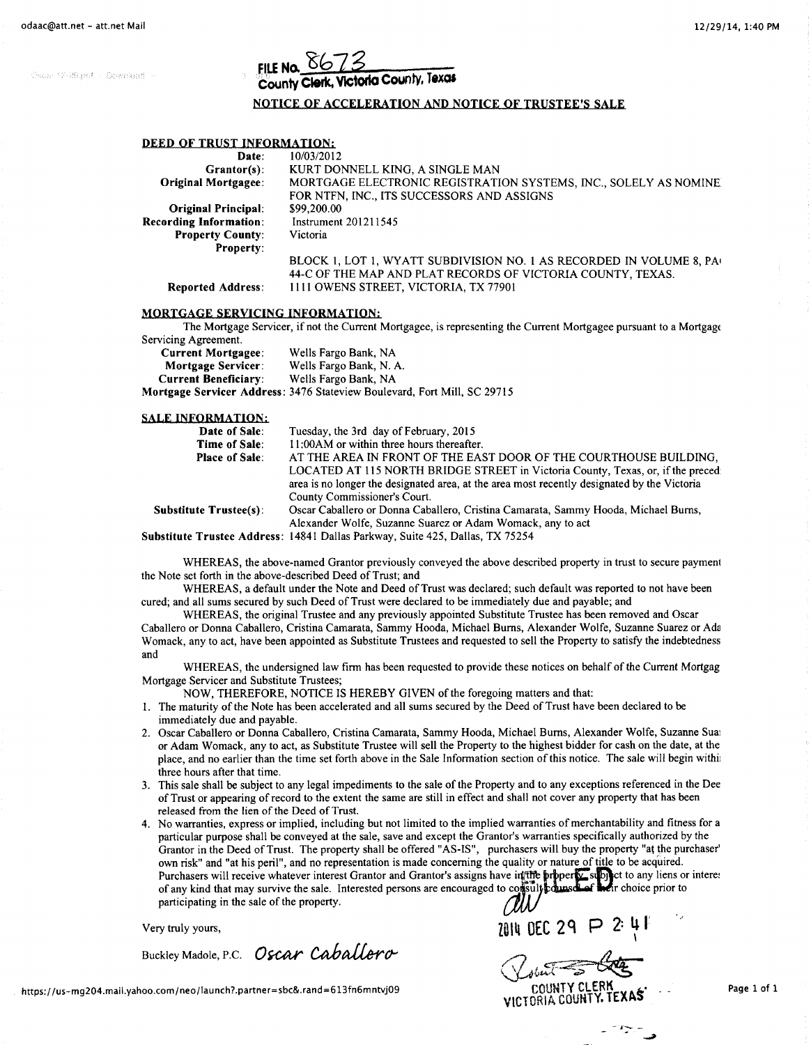**FILE No. 8673**
**County Clerk, Victoria County, Texas**

## NOTICE OF ACCELERATION AND NOTICE OF TRUSTEE'S SALE

### DEED OF TRUST INFORMATION:

| | |
|---|---|
| **Date**: | 10/03/2012 |
| **Grantor(s)**: | KURT DONNELL KING, A SINGLE MAN |
| **Original Mortgagee**: | MORTGAGE ELECTRONIC REGISTRATION SYSTEMS, INC., SOLELY AS NOMINE FOR NTFN, INC., ITS SUCCESSORS AND ASSIGNS |
| **Original Principal**: | $99,200.00 |
| **Recording Information**: | Instrument 201211545 |
| **Property County**: | Victoria |
| **Property**: | BLOCK 1, LOT 1, WYATT SUBDIVISION NO. 1 AS RECORDED IN VOLUME 8, PA 44-C OF THE MAP AND PLAT RECORDS OF VICTORIA COUNTY, TEXAS. |
| **Reported Address**: | 1111 OWENS STREET, VICTORIA, TX 77901 |

### MORTGAGE SERVICING INFORMATION:

The Mortgage Servicer, if not the Current Mortgagee, is representing the Current Mortgagee pursuant to a Mortgage Servicing Agreement.

| | |
|---|---|
| **Current Mortgagee**: | Wells Fargo Bank, NA |
| **Mortgage Servicer**: | Wells Fargo Bank, N. A. |
| **Current Beneficiary**: | Wells Fargo Bank, NA |
| **Mortgage Servicer Address**: | 3476 Stateview Boulevard, Fort Mill, SC 29715 |

### SALE INFORMATION:

| | |
|---|---|
| **Date of Sale**: | Tuesday, the 3rd day of February, 2015 |
| **Time of Sale**: | 11:00AM or within three hours thereafter. |
| **Place of Sale**: | AT THE AREA IN FRONT OF THE EAST DOOR OF THE COURTHOUSE BUILDING, LOCATED AT 115 NORTH BRIDGE STREET in Victoria County, Texas, or, if the preced area is no longer the designated area, at the area most recently designated by the Victoria County Commissioner's Court. |
| **Substitute Trustee(s)**: | Oscar Caballero or Donna Caballero, Cristina Camarata, Sammy Hooda, Michael Burns, Alexander Wolfe, Suzanne Suarez or Adam Womack, any to act |
| **Substitute Trustee Address**: | 14841 Dallas Parkway, Suite 425, Dallas, TX 75254 |

WHEREAS, the above-named Grantor previously conveyed the above described property in trust to secure payment the Note set forth in the above-described Deed of Trust; and

WHEREAS, a default under the Note and Deed of Trust was declared; such default was reported to not have been cured; and all sums secured by such Deed of Trust were declared to be immediately due and payable; and

WHEREAS, the original Trustee and any previously appointed Substitute Trustee has been removed and Oscar Caballero or Donna Caballero, Cristina Camarata, Sammy Hooda, Michael Burns, Alexander Wolfe, Suzanne Suarez or Ada Womack, any to act, have been appointed as Substitute Trustees and requested to sell the Property to satisfy the indebtedness and

WHEREAS, the undersigned law firm has been requested to provide these notices on behalf of the Current Mortgag Mortgage Servicer and Substitute Trustees;

NOW, THEREFORE, NOTICE IS HEREBY GIVEN of the foregoing matters and that:

1. The maturity of the Note has been accelerated and all sums secured by the Deed of Trust have been declared to be immediately due and payable.
2. Oscar Caballero or Donna Caballero, Cristina Camarata, Sammy Hooda, Michael Burns, Alexander Wolfe, Suzanne Sua or Adam Womack, any to act, as Substitute Trustee will sell the Property to the highest bidder for cash on the date, at the place, and no earlier than the time set forth above in the Sale Information section of this notice. The sale will begin withi three hours after that time.
3. This sale shall be subject to any legal impediments to the sale of the Property and to any exceptions referenced in the Dee of Trust or appearing of record to the extent the same are still in effect and shall not cover any property that has been released from the lien of the Deed of Trust.
4. No warranties, express or implied, including but not limited to the implied warranties of merchantability and fitness for a particular purpose shall be conveyed at the sale, save and except the Grantor's warranties specifically authorized by the Grantor in the Deed of Trust. The property shall be offered "AS-IS", purchasers will buy the property "at the purchaser' own risk" and "at his peril", and no representation is made concerning the quality or nature of title to be acquired. Purchasers will receive whatever interest Grantor and Grantor's assigns have in the property, subject to any liens or intere of any kind that may survive the sale. Interested persons are encouraged to consult counsel of their choice prior to participating in the sale of the property.

Very truly yours,

Buckley Madole, P.C. *Oscar Caballero*

FILED
2014 DEC 29 P 2:41
COUNTY CLERK
VICTORIA COUNTY, TEXAS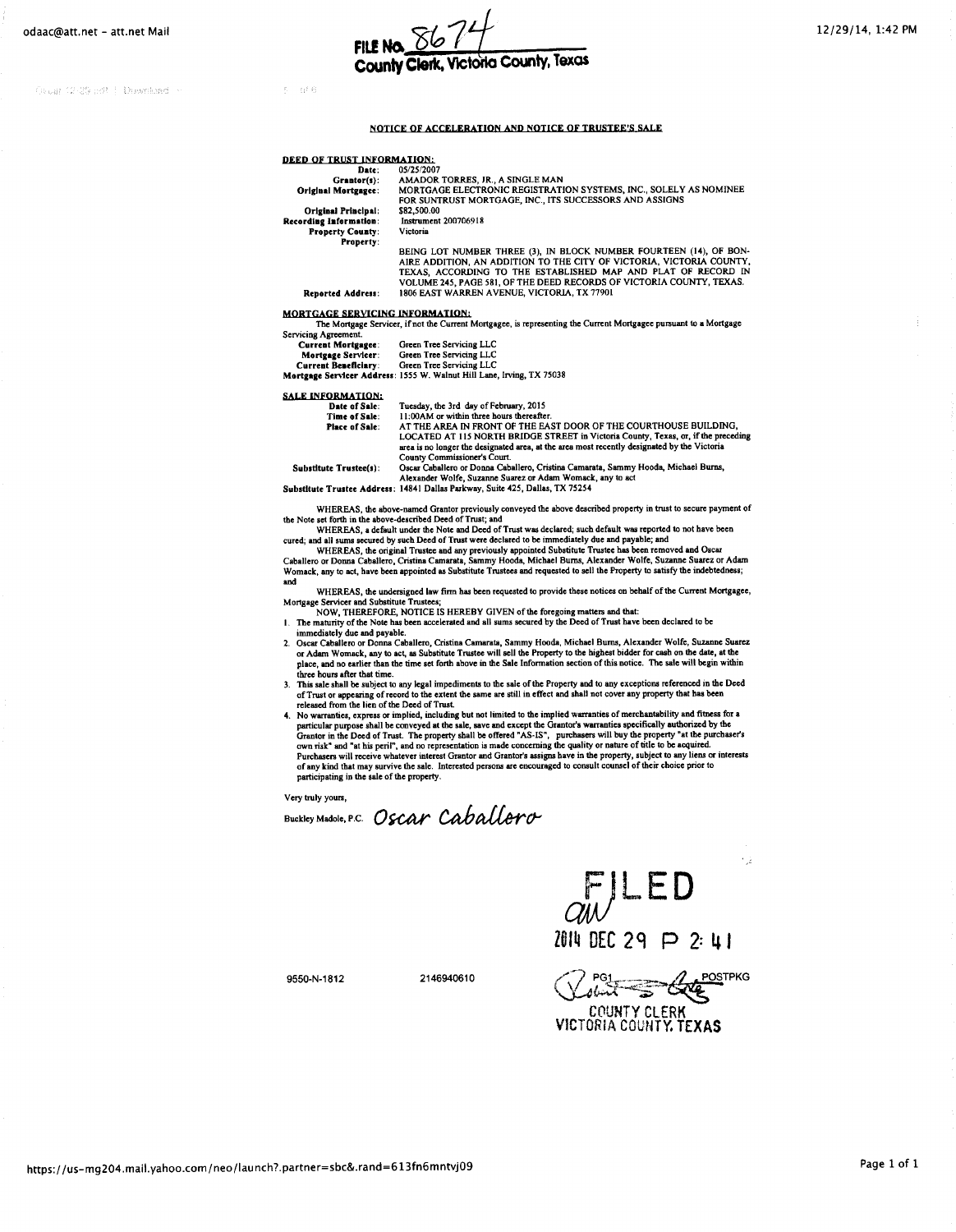**FILE No. 8674**
**County Clerk, Victoria County, Texas**

## NOTICE OF ACCELERATION AND NOTICE OF TRUSTEE'S SALE

**DEED OF TRUST INFORMATION:**

| | |
|---|---|
| **Date:** | 05/25/2007 |
| **Grantor(s):** | AMADOR TORRES, JR., A SINGLE MAN |
| **Original Mortgagee:** | MORTGAGE ELECTRONIC REGISTRATION SYSTEMS, INC., SOLELY AS NOMINEE FOR SUNTRUST MORTGAGE, INC., ITS SUCCESSORS AND ASSIGNS |
| **Original Principal:** | $82,500.00 |
| **Recording Information:** | Instrument 200706918 |
| **Property County:** | Victoria |
| **Property:** | BEING LOT NUMBER THREE (3), IN BLOCK NUMBER FOURTEEN (14), OF BON-AIRE ADDITION, AN ADDITION TO THE CITY OF VICTORIA, VICTORIA COUNTY, TEXAS, ACCORDING TO THE ESTABLISHED MAP AND PLAT OF RECORD IN VOLUME 245, PAGE 581, OF THE DEED RECORDS OF VICTORIA COUNTY, TEXAS. |
| **Reported Address:** | 1806 EAST WARREN AVENUE, VICTORIA, TX 77901 |

**MORTGAGE SERVICING INFORMATION:**

The Mortgage Servicer, if not the Current Mortgagee, is representing the Current Mortgagee pursuant to a Mortgage Servicing Agreement.

| | |
|---|---|
| **Current Mortgagee:** | Green Tree Servicing LLC |
| **Mortgage Servicer:** | Green Tree Servicing LLC |
| **Current Beneficiary:** | Green Tree Servicing LLC |
| **Mortgage Servicer Address:** | 1555 W. Walnut Hill Lane, Irving, TX 75038 |

**SALE INFORMATION:**

| | |
|---|---|
| **Date of Sale:** | Tuesday, the 3rd day of February, 2015 |
| **Time of Sale:** | 11:00AM or within three hours thereafter. |
| **Place of Sale:** | AT THE AREA IN FRONT OF THE EAST DOOR OF THE COURTHOUSE BUILDING, LOCATED AT 115 NORTH BRIDGE STREET in Victoria County, Texas, or, if the preceding area is no longer the designated area, at the area most recently designated by the Victoria County Commissioner's Court. |
| **Substitute Trustee(s):** | Oscar Caballero or Donna Caballero, Cristina Camarata, Sammy Hooda, Michael Burns, Alexander Wolfe, Suzanne Suarez or Adam Womack, any to act |
| **Substitute Trustee Address:** | 14841 Dallas Parkway, Suite 425, Dallas, TX 75254 |

WHEREAS, the above-named Grantor previously conveyed the above described property in trust to secure payment of the Note set forth in the above-described Deed of Trust; and

WHEREAS, a default under the Note and Deed of Trust was declared; such default was reported to not have been cured; and all sums secured by such Deed of Trust were declared to be immediately due and payable; and

WHEREAS, the original Trustee and any previously appointed Substitute Trustee has been removed and Oscar Caballero or Donna Caballero, Cristina Camarata, Sammy Hooda, Michael Burns, Alexander Wolfe, Suzanne Suarez or Adam Womack, any to act, have been appointed as Substitute Trustees and requested to sell the Property to satisfy the indebtedness; and

WHEREAS, the undersigned law firm has been requested to provide these notices on behalf of the Current Mortgagee, Mortgage Servicer and Substitute Trustees;

NOW, THEREFORE, NOTICE IS HEREBY GIVEN of the foregoing matters and that:

1. The maturity of the Note has been accelerated and all sums secured by the Deed of Trust have been declared to be immediately due and payable.
2. Oscar Caballero or Donna Caballero, Cristina Camarata, Sammy Hooda, Michael Burns, Alexander Wolfe, Suzanne Suarez or Adam Womack, any to act, as Substitute Trustee will sell the Property to the highest bidder for cash on the date, at the place, and no earlier than the time set forth above in the Sale Information section of this notice. The sale will begin within three hours after that time.
3. This sale shall be subject to any legal impediments to the sale of the Property and to any exceptions referenced in the Deed of Trust or appearing of record to the extent the same are still in effect and shall not cover any property that has been released from the lien of the Deed of Trust.
4. No warranties, express or implied, including but not limited to the implied warranties of merchantability and fitness for a particular purpose shall be conveyed at the sale, save and except the Grantor's warranties specifically authorized by the Grantor in the Deed of Trust. The property shall be offered "AS-IS", purchasers will buy the property "at the purchaser's own risk" and "at his peril", and no representation is made concerning the quality or nature of title to be acquired. Purchasers will receive whatever interest Grantor and Grantor's assigns have in the property, subject to any liens or interests of any kind that may survive the sale. Interested persons are encouraged to consult counsel of their choice prior to participating in the sale of the property.

Very truly yours,

Buckley Madole, P.C. *Oscar Caballero*

FILED
2014 DEC 29 P 2:41

COUNTY CLERK
VICTORIA COUNTY, TEXAS

9550-N-1812 2146940610 PG1 POSTPKG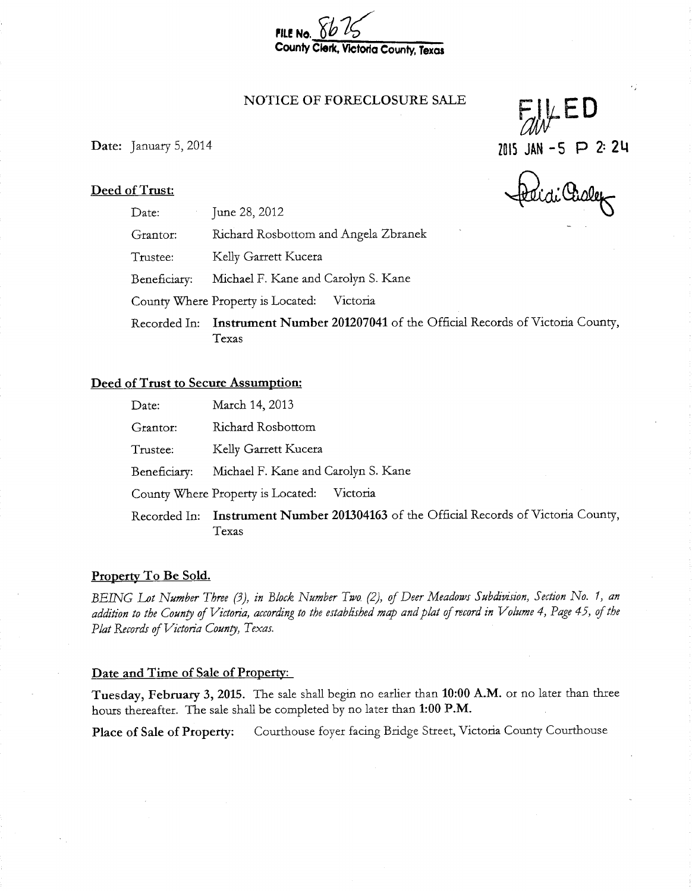FILE No. 8675
County Clerk, Victoria County, Texas

# NOTICE OF FORECLOSURE SALE

FILED
2015 JAN -5 P 2:24

**Date:** January 5, 2014

## Deed of Trust:

Date: June 28, 2012

Grantor: Richard Rosbottom and Angela Zbranek

Trustee: Kelly Garrett Kucera

Beneficiary: Michael F. Kane and Carolyn S. Kane

County Where Property is Located: Victoria

Recorded In: **Instrument Number 201207041** of the Official Records of Victoria County, Texas

## Deed of Trust to Secure Assumption:

Date: March 14, 2013

Grantor: Richard Rosbottom

Trustee: Kelly Garrett Kucera

Beneficiary: Michael F. Kane and Carolyn S. Kane

County Where Property is Located: Victoria

Recorded In: **Instrument Number 201304163** of the Official Records of Victoria County, Texas

## Property To Be Sold.

*BEING Lot Number Three (3), in Block Number Two (2), of Deer Meadows Subdivision, Section No. 1, an addition to the County of Victoria, according to the established map and plat of record in Volume 4, Page 45, of the Plat Records of Victoria County, Texas.*

## Date and Time of Sale of Property:

**Tuesday, February 3, 2015.** The sale shall begin no earlier than **10:00 A.M.** or no later than three hours thereafter. The sale shall be completed by no later than **1:00 P.M.**

**Place of Sale of Property:** Courthouse foyer facing Bridge Street, Victoria County Courthouse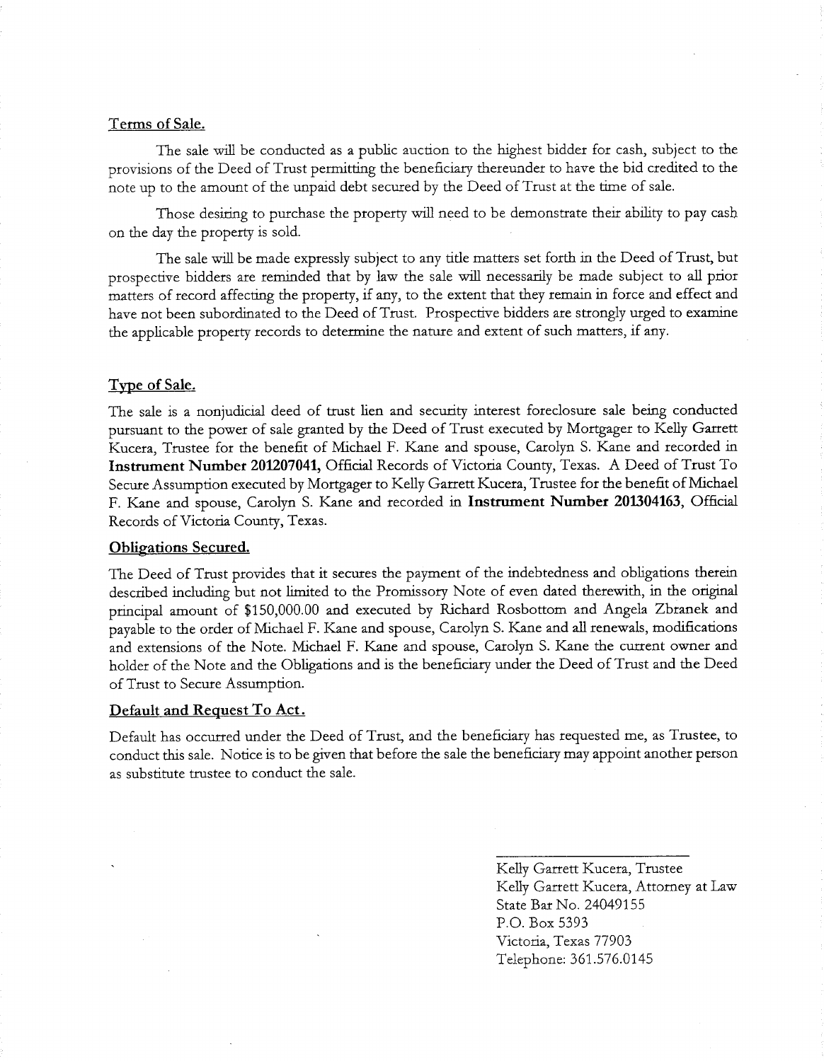## Terms of Sale.

The sale will be conducted as a public auction to the highest bidder for cash, subject to the provisions of the Deed of Trust permitting the beneficiary thereunder to have the bid credited to the note up to the amount of the unpaid debt secured by the Deed of Trust at the time of sale.

Those desiring to purchase the property will need to be demonstrate their ability to pay cash on the day the property is sold.

The sale will be made expressly subject to any title matters set forth in the Deed of Trust, but prospective bidders are reminded that by law the sale will necessarily be made subject to all prior matters of record affecting the property, if any, to the extent that they remain in force and effect and have not been subordinated to the Deed of Trust. Prospective bidders are strongly urged to examine the applicable property records to determine the nature and extent of such matters, if any.

## Type of Sale.

The sale is a nonjudicial deed of trust lien and security interest foreclosure sale being conducted pursuant to the power of sale granted by the Deed of Trust executed by Mortgager to Kelly Garrett Kucera, Trustee for the benefit of Michael F. Kane and spouse, Carolyn S. Kane and recorded in **Instrument Number 201207041,** Official Records of Victoria County, Texas. A Deed of Trust To Secure Assumption executed by Mortgager to Kelly Garrett Kucera, Trustee for the benefit of Michael F. Kane and spouse, Carolyn S. Kane and recorded in **Instrument Number 201304163**, Official Records of Victoria County, Texas.

## Obligations Secured.

The Deed of Trust provides that it secures the payment of the indebtedness and obligations therein described including but not limited to the Promissory Note of even dated therewith, in the original principal amount of $150,000.00 and executed by Richard Rosbottom and Angela Zbranek and payable to the order of Michael F. Kane and spouse, Carolyn S. Kane and all renewals, modifications and extensions of the Note. Michael F. Kane and spouse, Carolyn S. Kane the current owner and holder of the Note and the Obligations and is the beneficiary under the Deed of Trust and the Deed of Trust to Secure Assumption.

## Default and Request To Act.

Default has occurred under the Deed of Trust, and the beneficiary has requested me, as Trustee, to conduct this sale. Notice is to be given that before the sale the beneficiary may appoint another person as substitute trustee to conduct the sale.

Kelly Garrett Kucera, Trustee
Kelly Garrett Kucera, Attorney at Law
State Bar No. 24049155
P.O. Box 5393
Victoria, Texas 77903
Telephone: 361.576.0145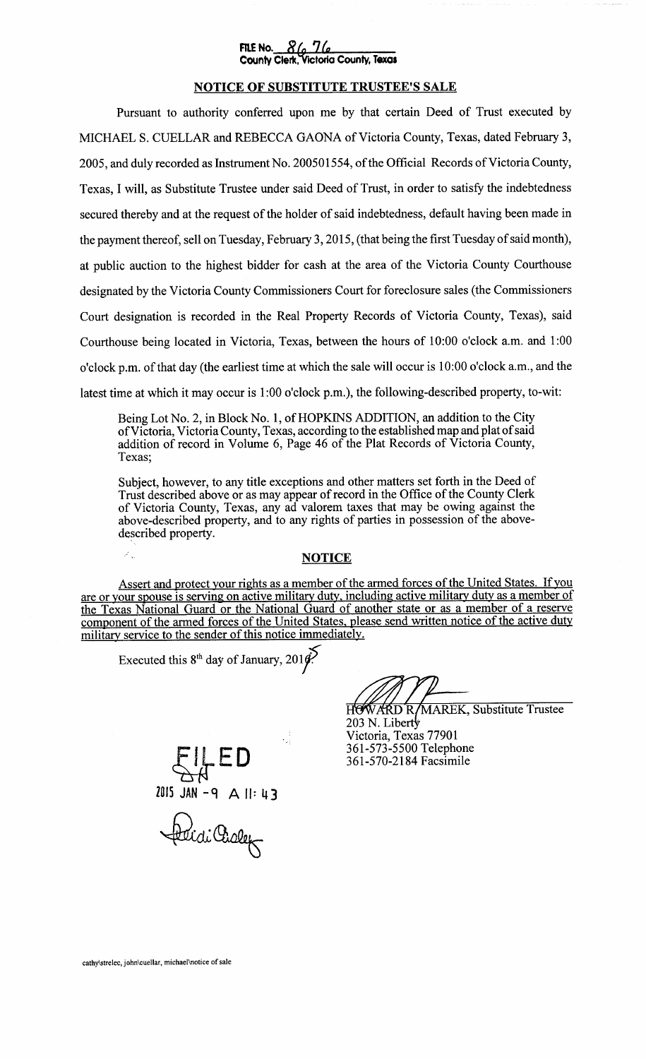**FILE No.** 8676
**County Clerk, Victoria County, Texas**

## NOTICE OF SUBSTITUTE TRUSTEE'S SALE

Pursuant to authority conferred upon me by that certain Deed of Trust executed by MICHAEL S. CUELLAR and REBECCA GAONA of Victoria County, Texas, dated February 3, 2005, and duly recorded as Instrument No. 200501554, of the Official Records of Victoria County, Texas, I will, as Substitute Trustee under said Deed of Trust, in order to satisfy the indebtedness secured thereby and at the request of the holder of said indebtedness, default having been made in the payment thereof, sell on Tuesday, February 3, 2015, (that being the first Tuesday of said month), at public auction to the highest bidder for cash at the area of the Victoria County Courthouse designated by the Victoria County Commissioners Court for foreclosure sales (the Commissioners Court designation is recorded in the Real Property Records of Victoria County, Texas), said Courthouse being located in Victoria, Texas, between the hours of 10:00 o'clock a.m. and 1:00 o'clock p.m. of that day (the earliest time at which the sale will occur is 10:00 o'clock a.m., and the latest time at which it may occur is 1:00 o'clock p.m.), the following-described property, to-wit:

> Being Lot No. 2, in Block No. 1, of HOPKINS ADDITION, an addition to the City of Victoria, Victoria County, Texas, according to the established map and plat of said addition of record in Volume 6, Page 46 of the Plat Records of Victoria County, Texas;
>
> Subject, however, to any title exceptions and other matters set forth in the Deed of Trust described above or as may appear of record in the Office of the County Clerk of Victoria County, Texas, any ad valorem taxes that may be owing against the above-described property, and to any rights of parties in possession of the above-described property.

### NOTICE

Assert and protect your rights as a member of the armed forces of the United States. If you are or your spouse is serving on active military duty, including active military duty as a member of the Texas National Guard or the National Guard of another state or as a member of a reserve component of the armed forces of the United States, please send written notice of the active duty military service to the sender of this notice immediately.

Executed this 8th day of January, 2015.

HOWARD R. MAREK, Substitute Trustee
203 N. Liberty
Victoria, Texas 77901
361-573-5500 Telephone
361-570-2184 Facsimile

FILED
2015 JAN -9 A 11:43

cathy\strelec, john\cuellar, michael\notice of sale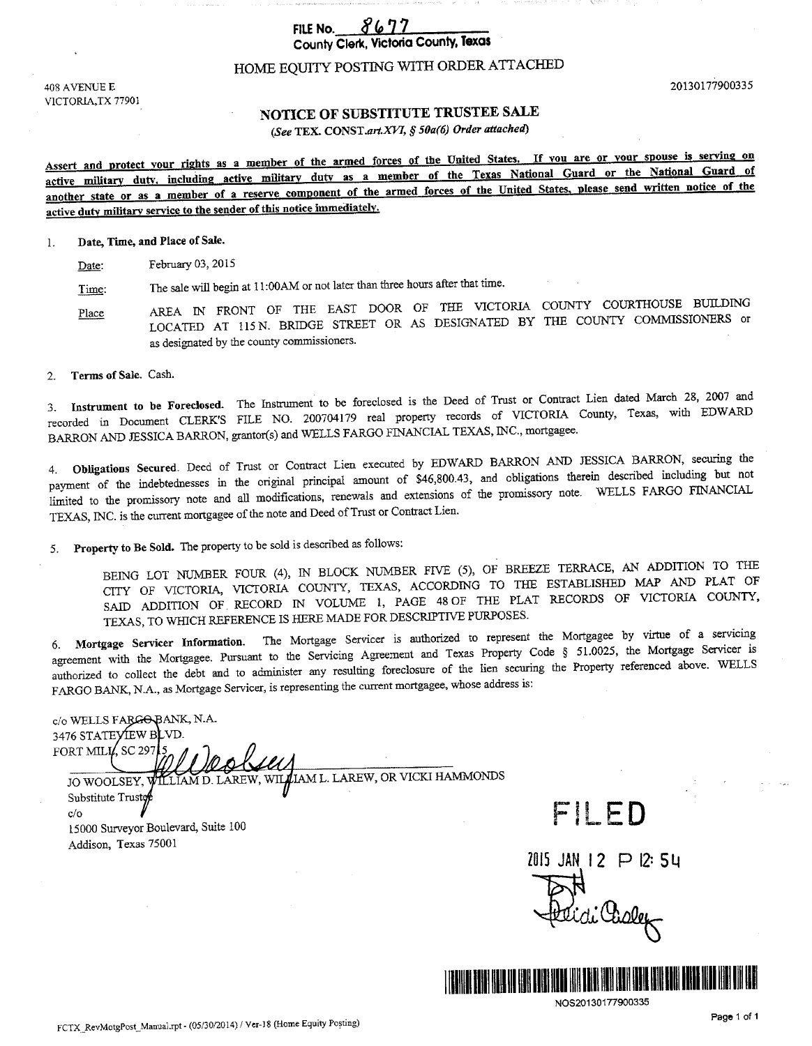**FILE No.** 8677
**County Clerk, Victoria County, Texas**

HOME EQUITY POSTING WITH ORDER ATTACHED

408 AVENUE E
VICTORIA,TX 77901

20130177900335

## NOTICE OF SUBSTITUTE TRUSTEE SALE

*(See* TEX. CONST.*art.XVI, § 50a(6) Order attached)*

**Assert and protect your rights as a member of the armed forces of the United States. If you are or your spouse is serving on active military duty, including active military duty as a member of the Texas National Guard or the National Guard of another state or as a member of a reserve component of the armed forces of the United States, please send written notice of the active duty military service to the sender of this notice immediately.**

1. **Date, Time, and Place of Sale.**

   Date: February 03, 2015

   Time: The sale will begin at 11:00AM or not later than three hours after that time.

   Place: AREA IN FRONT OF THE EAST DOOR OF THE VICTORIA COUNTY COURTHOUSE BUILDING LOCATED AT 115 N. BRIDGE STREET OR AS DESIGNATED BY THE COUNTY COMMISSIONERS or as designated by the county commissioners.

2. **Terms of Sale.** Cash.

3. **Instrument to be Foreclosed.** The Instrument to be foreclosed is the Deed of Trust or Contract Lien dated March 28, 2007 and recorded in Document CLERK'S FILE NO. 200704179 real property records of VICTORIA County, Texas, with EDWARD BARRON AND JESSICA BARRON, grantor(s) and WELLS FARGO FINANCIAL TEXAS, INC., mortgagee.

4. **Obligations Secured.** Deed of Trust or Contract Lien executed by EDWARD BARRON AND JESSICA BARRON, securing the payment of the indebtednesses in the original principal amount of $46,800.43, and obligations therein described including but not limited to the promissory note and all modifications, renewals and extensions of the promissory note. WELLS FARGO FINANCIAL TEXAS, INC. is the current mortgagee of the note and Deed of Trust or Contract Lien.

5. **Property to Be Sold.** The property to be sold is described as follows:

   BEING LOT NUMBER FOUR (4), IN BLOCK NUMBER FIVE (5), OF BREEZE TERRACE, AN ADDITION TO THE CITY OF VICTORIA, VICTORIA COUNTY, TEXAS, ACCORDING TO THE ESTABLISHED MAP AND PLAT OF SAID ADDITION OF RECORD IN VOLUME 1, PAGE 48 OF THE PLAT RECORDS OF VICTORIA COUNTY, TEXAS, TO WHICH REFERENCE IS HERE MADE FOR DESCRIPTIVE PURPOSES.

6. **Mortgage Servicer Information.** The Mortgage Servicer is authorized to represent the Mortgagee by virtue of a servicing agreement with the Mortgagee. Pursuant to the Servicing Agreement and Texas Property Code § 51.0025, the Mortgage Servicer is authorized to collect the debt and to administer any resulting foreclosure of the lien securing the Property referenced above. WELLS FARGO BANK, N.A., as Mortgage Servicer, is representing the current mortgagee, whose address is:

c/o WELLS FARGO BANK, N.A.
3476 STATEVIEW BLVD.
FORT MILL, SC 29715

JO WOOLSEY, WILLIAM D. LAREW, WILLIAM L. LAREW, OR VICKI HAMMONDS
Substitute Trustee
c/o
15000 Surveyor Boulevard, Suite 100
Addison, Texas 75001

FILED

2015 JAN 12 P 12:54

NOS20130177900335

FCTX_RevMotgPost_Manual.rpt - (05/30/2014) / Ver-18 (Home Equity Posting)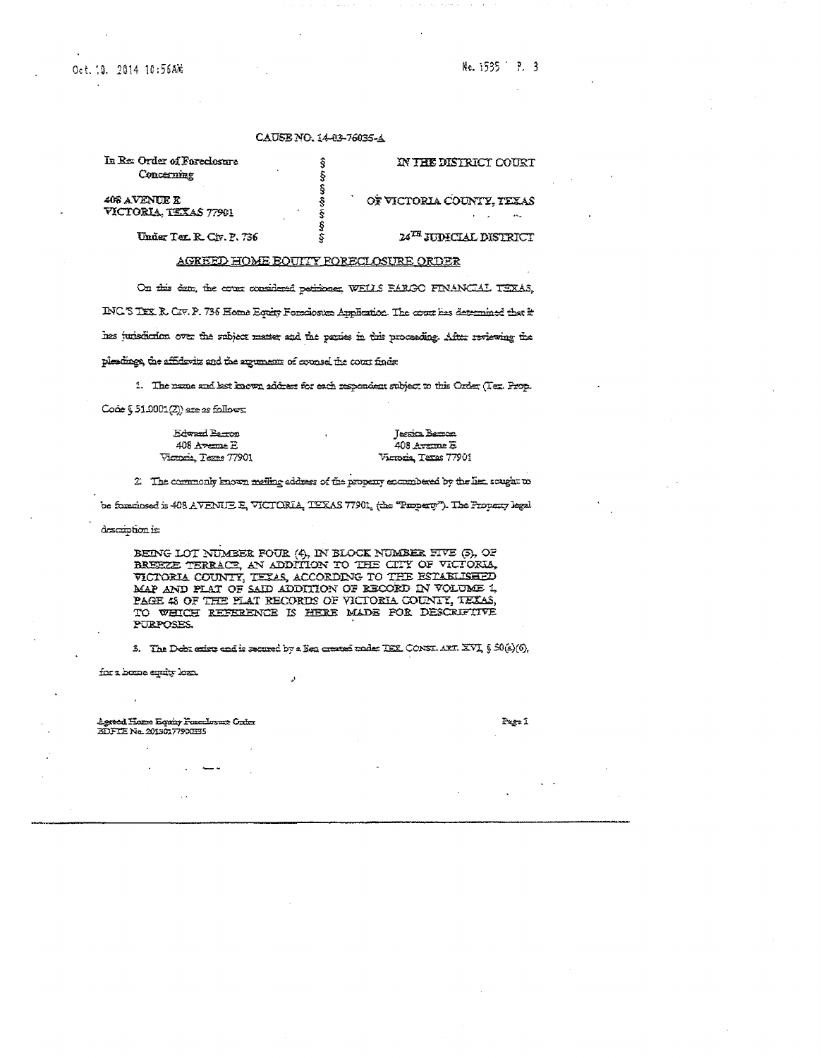CAUSE NO. 14-03-76035-A

| | | |
|---|---|---|
| In Re: Order of Foreclosure Concerning | § | IN THE DISTRICT COURT |
| | § | |
| 408 AVENUE E | § | OF VICTORIA COUNTY, TEXAS |
| VICTORIA, TEXAS 77901 | § | |
| | § | |
| Under Tex. R. Civ. P. 736 | § | 24TH JUDICIAL DISTRICT |

## AGREED HOME EQUITY FORECLOSURE ORDER

On this date, the court considered petitioner, WELLS FARGO FINANCIAL TEXAS, INC.'S TEX. R. CIV. P. 736 Home Equity Foreclosure Application. The court has determined that it has jurisdiction over the subject matter and the parties in this proceeding. After reviewing the pleadings, the affidavits and the arguments of counsel the court finds:

1. The name and last known address for each respondent subject to this Order (Tex. Prop. Code § 51.0001(2)) are as follows:

| | |
|---|---|
| Edward Barron | Jessica Barron |
| 408 Avenue E | 408 Avenue E |
| Victoria, Texas 77901 | Victoria, Texas 77901 |

2. The commonly known mailing address of the property encumbered by the lien sought to be foreclosed is 408 AVENUE E, VICTORIA, TEXAS 77901, (the "Property"). The Property legal description is:

> BEING LOT NUMBER FOUR (4), IN BLOCK NUMBER FIVE (5), OF BREEZE TERRACE, AN ADDITION TO THE CITY OF VICTORIA, VICTORIA COUNTY, TEXAS, ACCORDING TO THE ESTABLISHED MAP AND PLAT OF SAID ADDITION OF RECORD IN VOLUME 1, PAGE 45 OF THE PLAT RECORDS OF VICTORIA COUNTY, TEXAS, TO WHICH REFERENCE IS HERE MADE FOR DESCRIPTIVE PURPOSES.

3. The Debt exists and is secured by a lien created under TEX. CONST. ART. XVI, § 50(a)(6), for a home equity loan.

Agreed Home Equity Foreclosure Order
BDFTE No. 20130277900335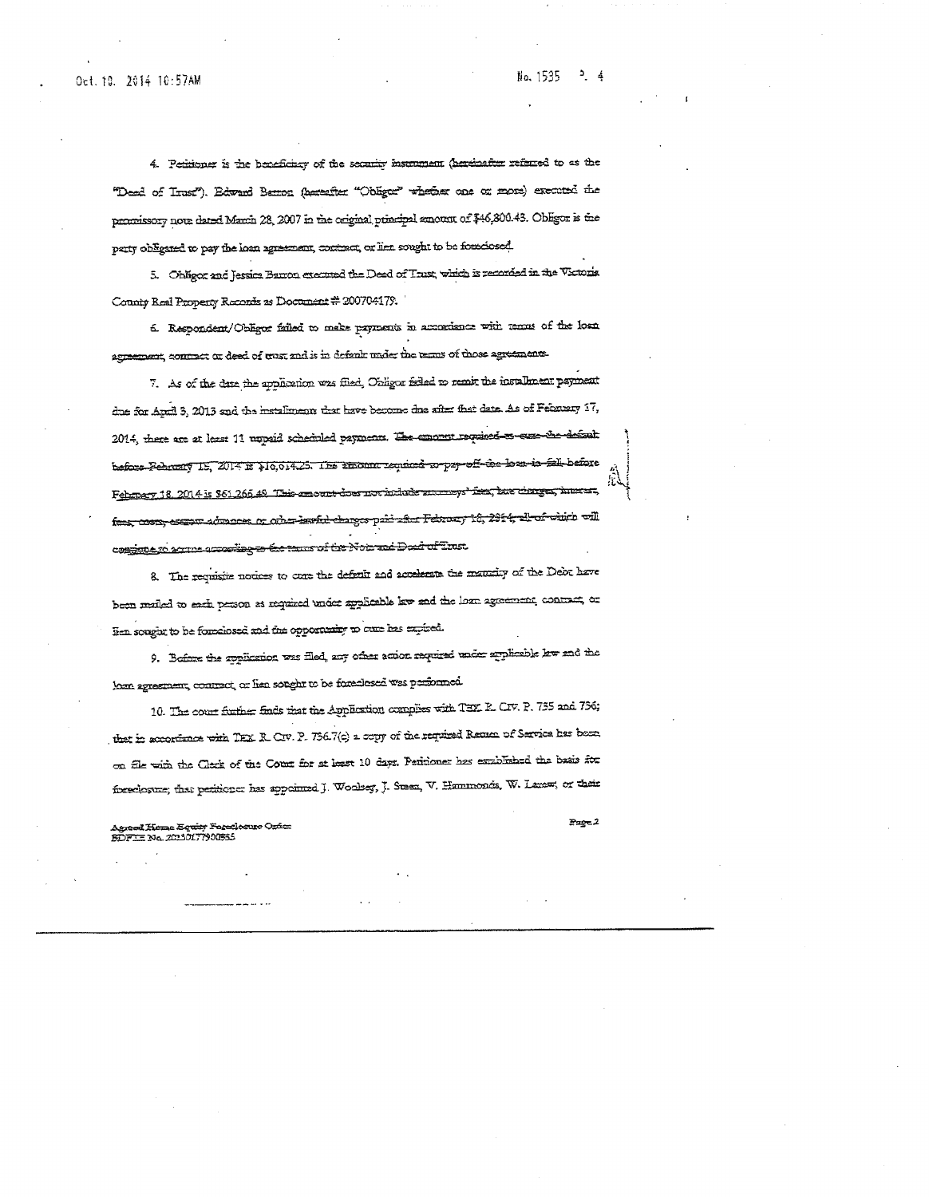4. Petitioner is the beneficiary of the security instrument (hereinafter referred to as the "Deed of Trust"). Edward Barron (hereafter "Obligor" whether one or more) executed the promissory note dated March 28, 2007 in the original principal amount of $46,800.43. Obligor is the party obligated to pay the loan agreement, contract, or lien sought to be foreclosed.

5. Obligor and Jessica Barron executed the Deed of Trust, which is recorded in the Victoria County Real Property Records as Document # 200704179.

6. Respondent/Obligor failed to make payments in accordance with terms of the loan agreement, contract or deed of trust and is in default under the terms of those agreements.

7. As of the date the application was filed, Obligor failed to remit the installment payment due for April 3, 2013 and the installments that have become due after that date. As of February 17, 2014, there are at least 11 unpaid scheduled payments. ~~The amount required to cure the default before February 15, 2014 is $10,014.25. The amount required to pay off the loan in full before February 18, 2014 is $61,266.49. This amount does not include attorneys' fees, late charges, interest, fees, costs, escrow advances or other lawful charges paid after February 18, 2014, all of which will continue to accrue according to the terms of the Note and Deed of Trust.~~

8. The requisite notices to cure the default and accelerate the maturity of the Debt have been mailed to each person as required under applicable law and the loan agreement, contract, or lien sought to be foreclosed and the opportunity to cure has expired.

9. Before the application was filed, any other action required under applicable law and the loan agreement, contract, or lien sought to be foreclosed was performed.

10. The court further finds that the Application complies with TEX. R. CIV. P. 735 and 736; that in accordance with TEX. R. CIV. P. 736.7(c) a copy of the required Return of Service has been on file with the Clerk of the Court for at least 10 days. Petitioner has established the basis for foreclosure; that petitioner has appointed J. Woolsey, J. Steen, V. Hammonds, W. Larew, or their

Agreed Home Equity Foreclosure Order
BDFTE No. 20130177900555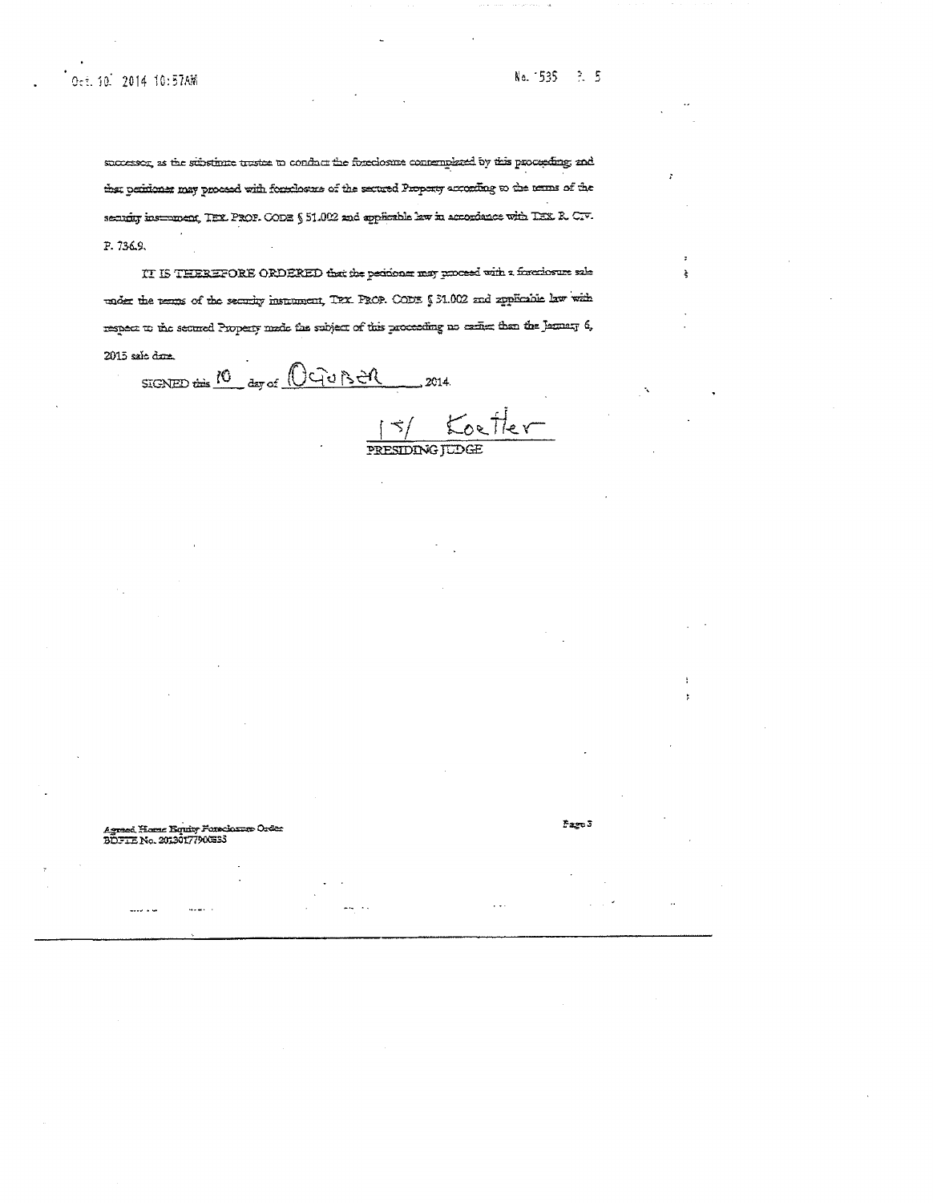successor, as the substitute trustee to conduct the foreclosure contemplated by this proceeding; and that petitioner may proceed with foreclosure of the secured Property according to the terms of the security instrument, TEX. PROP. CODE § 51.002 and applicable law in accordance with TEX. R. CIV. P. 736.9.

IT IS THEREFORE ORDERED that the petitioner may proceed with a foreclosure sale under the terms of the security instrument, TEX. PROP. CODE § 51.002 and applicable law with respect to the secured Property made the subject of this proceeding no earlier than the January 6, 2015 sale date.

SIGNED this 10 day of October, 2014.

/s/ Koetter
PRESIDING JUDGE

Agreed Home Equity Foreclosure Order
BDFTE No. 20130177900353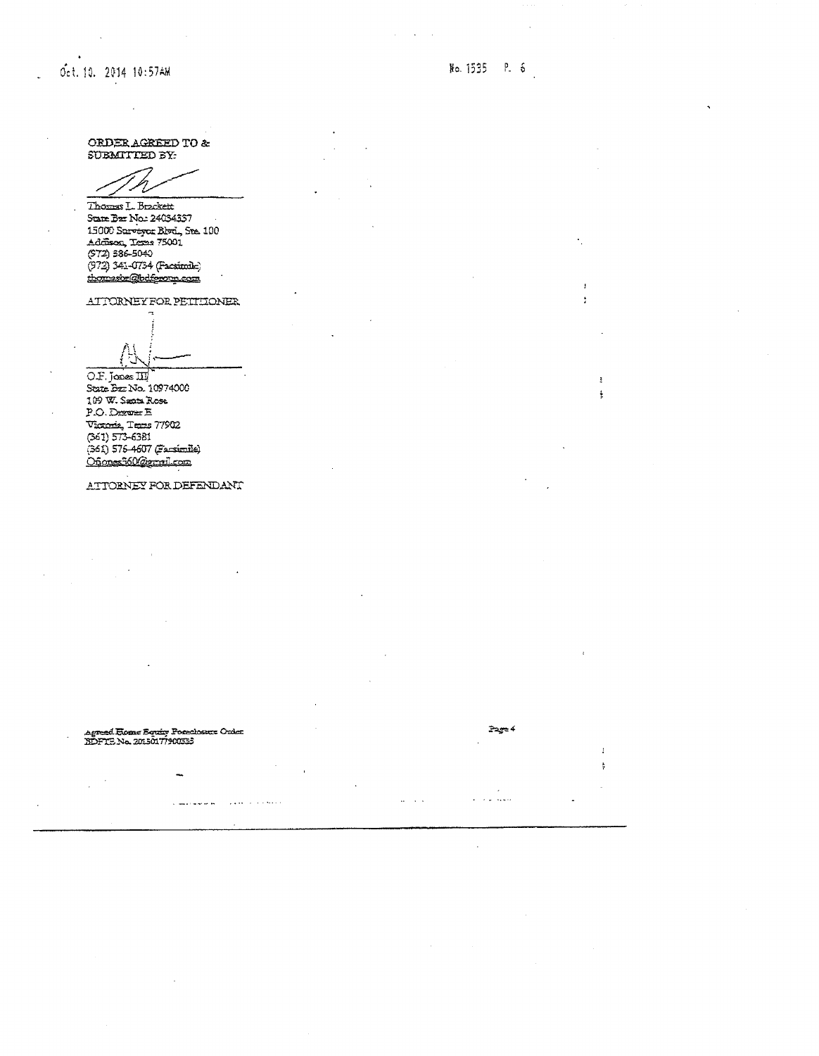ORDER AGREED TO &
SUBMITTED BY:

Thomas L. Brackett
State Bar No.: 24054357
15000 Surveyor Blvd., Ste. 100
Addison, Texas 75001
(972) 386-5040
(972) 341-0734 (Facsimile)
thomasbr@bdfgroup.com

ATTORNEY FOR PETITIONER

O.F. Jones III
State Bar No. 10974000
109 W. Santa Rosa
P.O. Drawer E
Victoria, Texas 77902
(361) 573-6381
(361) 576-4607 (Facsimile)
Ofjones360@gmail.com

ATTORNEY FOR DEFENDANT

Agreed Home Equity Foreclosure Order
BDFTE No. 20150177900535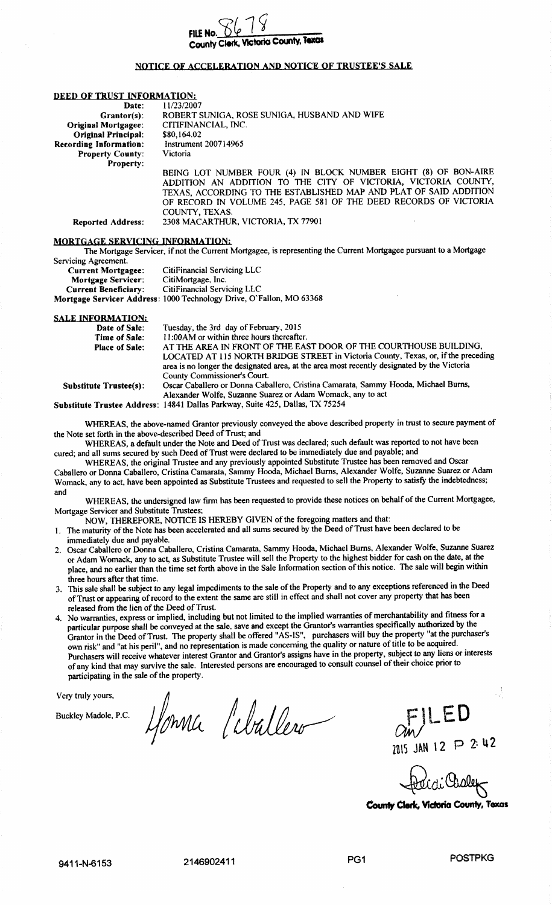FILE No. 8678
County Clerk, Victoria County, Texas

## NOTICE OF ACCELERATION AND NOTICE OF TRUSTEE'S SALE

### DEED OF TRUST INFORMATION:

| | |
|---|---|
| **Date:** | 11/23/2007 |
| **Grantor(s):** | ROBERT SUNIGA, ROSE SUNIGA, HUSBAND AND WIFE |
| **Original Mortgagee:** | CITIFINANCIAL, INC. |
| **Original Principal:** | $80,164.02 |
| **Recording Information:** | Instrument 200714965 |
| **Property County:** | Victoria |
| **Property:** | BEING LOT NUMBER FOUR (4) IN BLOCK NUMBER EIGHT (8) OF BON-AIRE ADDITION AN ADDITION TO THE CITY OF VICTORIA, VICTORIA COUNTY, TEXAS, ACCORDING TO THE ESTABLISHED MAP AND PLAT OF SAID ADDITION OF RECORD IN VOLUME 245, PAGE 581 OF THE DEED RECORDS OF VICTORIA COUNTY, TEXAS. |
| **Reported Address:** | 2308 MACARTHUR, VICTORIA, TX 77901 |

### MORTGAGE SERVICING INFORMATION:

The Mortgage Servicer, if not the Current Mortgagee, is representing the Current Mortgagee pursuant to a Mortgage Servicing Agreement.

| | |
|---|---|
| **Current Mortgagee:** | CitiFinancial Servicing LLC |
| **Mortgage Servicer:** | CitiMortgage, Inc. |
| **Current Beneficiary:** | CitiFinancial Servicing LLC |
| **Mortgage Servicer Address:** | 1000 Technology Drive, O'Fallon, MO 63368 |

### SALE INFORMATION:

| | |
|---|---|
| **Date of Sale:** | Tuesday, the 3rd day of February, 2015 |
| **Time of Sale:** | 11:00AM or within three hours thereafter. |
| **Place of Sale:** | AT THE AREA IN FRONT OF THE EAST DOOR OF THE COURTHOUSE BUILDING, LOCATED AT 115 NORTH BRIDGE STREET in Victoria County, Texas, or, if the preceding area is no longer the designated area, at the area most recently designated by the Victoria County Commissioner's Court. |
| **Substitute Trustee(s):** | Oscar Caballero or Donna Caballero, Cristina Camarata, Sammy Hooda, Michael Burns, Alexander Wolfe, Suzanne Suarez or Adam Womack, any to act |
| **Substitute Trustee Address:** | 14841 Dallas Parkway, Suite 425, Dallas, TX 75254 |

WHEREAS, the above-named Grantor previously conveyed the above described property in trust to secure payment of the Note set forth in the above-described Deed of Trust; and

WHEREAS, a default under the Note and Deed of Trust was declared; such default was reported to not have been cured; and all sums secured by such Deed of Trust were declared to be immediately due and payable; and

WHEREAS, the original Trustee and any previously appointed Substitute Trustee has been removed and Oscar Caballero or Donna Caballero, Cristina Camarata, Sammy Hooda, Michael Burns, Alexander Wolfe, Suzanne Suarez or Adam Womack, any to act, have been appointed as Substitute Trustees and requested to sell the Property to satisfy the indebtedness; and

WHEREAS, the undersigned law firm has been requested to provide these notices on behalf of the Current Mortgagee, Mortgage Servicer and Substitute Trustees;

NOW, THEREFORE, NOTICE IS HEREBY GIVEN of the foregoing matters and that:

1. The maturity of the Note has been accelerated and all sums secured by the Deed of Trust have been declared to be immediately due and payable.
2. Oscar Caballero or Donna Caballero, Cristina Camarata, Sammy Hooda, Michael Burns, Alexander Wolfe, Suzanne Suarez or Adam Womack, any to act, as Substitute Trustee will sell the Property to the highest bidder for cash on the date, at the place, and no earlier than the time set forth above in the Sale Information section of this notice. The sale will begin within three hours after that time.
3. This sale shall be subject to any legal impediments to the sale of the Property and to any exceptions referenced in the Deed of Trust or appearing of record to the extent the same are still in effect and shall not cover any property that has been released from the lien of the Deed of Trust.
4. No warranties, express or implied, including but not limited to the implied warranties of merchantability and fitness for a particular purpose shall be conveyed at the sale, save and except the Grantor's warranties specifically authorized by the Grantor in the Deed of Trust. The property shall be offered "AS-IS", purchasers will buy the property "at the purchaser's own risk" and "at his peril", and no representation is made concerning the quality or nature of title to be acquired. Purchasers will receive whatever interest Grantor and Grantor's assigns have in the property, subject to any liens or interests of any kind that may survive the sale. Interested persons are encouraged to consult counsel of their choice prior to participating in the sale of the property.

Very truly yours,

Buckley Madole, P.C.

Donna Caballero

FILED
2015 JAN 12 P 2:42

County Clerk, Victoria County, Texas

9411-N-6153 2146902411 PG1 POSTPKG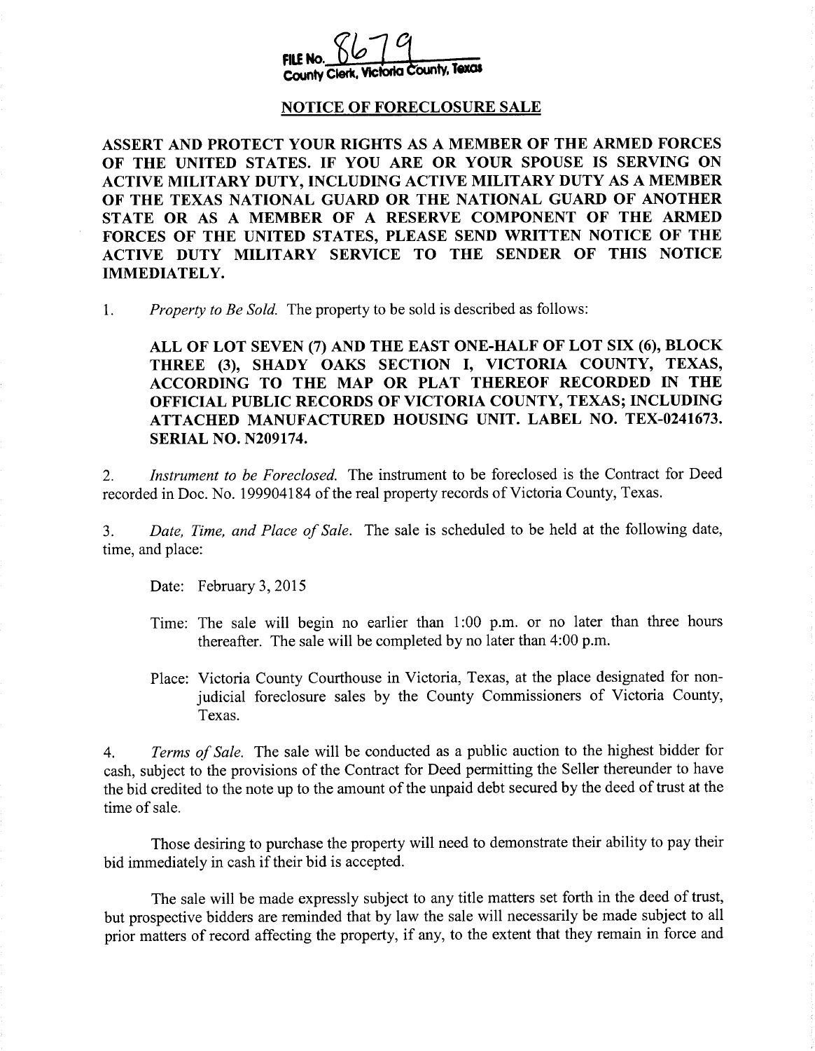FILE No. 8679
County Clerk, Victoria County, Texas

## NOTICE OF FORECLOSURE SALE

**ASSERT AND PROTECT YOUR RIGHTS AS A MEMBER OF THE ARMED FORCES OF THE UNITED STATES. IF YOU ARE OR YOUR SPOUSE IS SERVING ON ACTIVE MILITARY DUTY, INCLUDING ACTIVE MILITARY DUTY AS A MEMBER OF THE TEXAS NATIONAL GUARD OR THE NATIONAL GUARD OF ANOTHER STATE OR AS A MEMBER OF A RESERVE COMPONENT OF THE ARMED FORCES OF THE UNITED STATES, PLEASE SEND WRITTEN NOTICE OF THE ACTIVE DUTY MILITARY SERVICE TO THE SENDER OF THIS NOTICE IMMEDIATELY.**

1. *Property to Be Sold.* The property to be sold is described as follows:

 **ALL OF LOT SEVEN (7) AND THE EAST ONE-HALF OF LOT SIX (6), BLOCK THREE (3), SHADY OAKS SECTION I, VICTORIA COUNTY, TEXAS, ACCORDING TO THE MAP OR PLAT THEREOF RECORDED IN THE OFFICIAL PUBLIC RECORDS OF VICTORIA COUNTY, TEXAS; INCLUDING ATTACHED MANUFACTURED HOUSING UNIT. LABEL NO. TEX-0241673. SERIAL NO. N209174.**

2. *Instrument to be Foreclosed.* The instrument to be foreclosed is the Contract for Deed recorded in Doc. No. 199904184 of the real property records of Victoria County, Texas.

3. *Date, Time, and Place of Sale.* The sale is scheduled to be held at the following date, time, and place:

 Date: February 3, 2015

 Time: The sale will begin no earlier than 1:00 p.m. or no later than three hours thereafter. The sale will be completed by no later than 4:00 p.m.

 Place: Victoria County Courthouse in Victoria, Texas, at the place designated for non-judicial foreclosure sales by the County Commissioners of Victoria County, Texas.

4. *Terms of Sale.* The sale will be conducted as a public auction to the highest bidder for cash, subject to the provisions of the Contract for Deed permitting the Seller thereunder to have the bid credited to the note up to the amount of the unpaid debt secured by the deed of trust at the time of sale.

Those desiring to purchase the property will need to demonstrate their ability to pay their bid immediately in cash if their bid is accepted.

The sale will be made expressly subject to any title matters set forth in the deed of trust, but prospective bidders are reminded that by law the sale will necessarily be made subject to all prior matters of record affecting the property, if any, to the extent that they remain in force and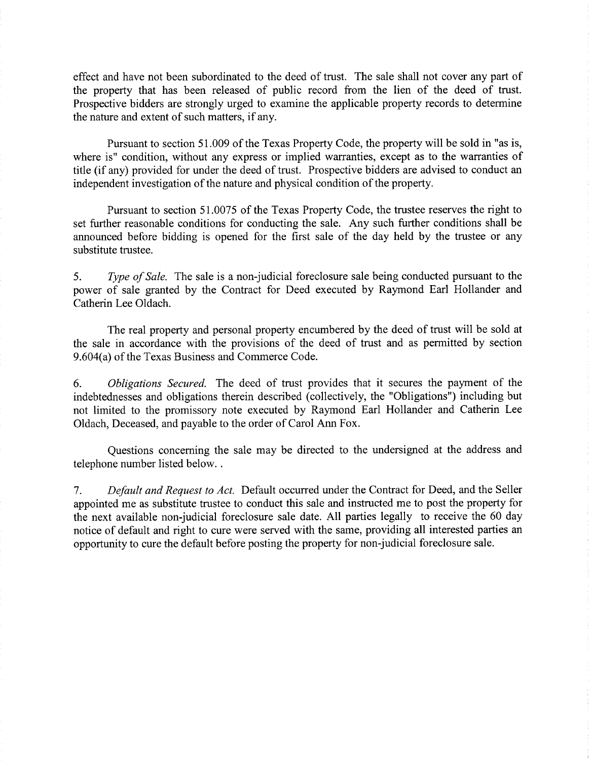effect and have not been subordinated to the deed of trust. The sale shall not cover any part of the property that has been released of public record from the lien of the deed of trust. Prospective bidders are strongly urged to examine the applicable property records to determine the nature and extent of such matters, if any.

Pursuant to section 51.009 of the Texas Property Code, the property will be sold in "as is, where is" condition, without any express or implied warranties, except as to the warranties of title (if any) provided for under the deed of trust. Prospective bidders are advised to conduct an independent investigation of the nature and physical condition of the property.

Pursuant to section 51.0075 of the Texas Property Code, the trustee reserves the right to set further reasonable conditions for conducting the sale. Any such further conditions shall be announced before bidding is opened for the first sale of the day held by the trustee or any substitute trustee.

5. *Type of Sale.* The sale is a non-judicial foreclosure sale being conducted pursuant to the power of sale granted by the Contract for Deed executed by Raymond Earl Hollander and Catherin Lee Oldach.

The real property and personal property encumbered by the deed of trust will be sold at the sale in accordance with the provisions of the deed of trust and as permitted by section 9.604(a) of the Texas Business and Commerce Code.

6. *Obligations Secured.* The deed of trust provides that it secures the payment of the indebtednesses and obligations therein described (collectively, the "Obligations") including but not limited to the promissory note executed by Raymond Earl Hollander and Catherin Lee Oldach, Deceased, and payable to the order of Carol Ann Fox.

Questions concerning the sale may be directed to the undersigned at the address and telephone number listed below. .

7. *Default and Request to Act.* Default occurred under the Contract for Deed, and the Seller appointed me as substitute trustee to conduct this sale and instructed me to post the property for the next available non-judicial foreclosure sale date. All parties legally to receive the 60 day notice of default and right to cure were served with the same, providing all interested parties an opportunity to cure the default before posting the property for non-judicial foreclosure sale.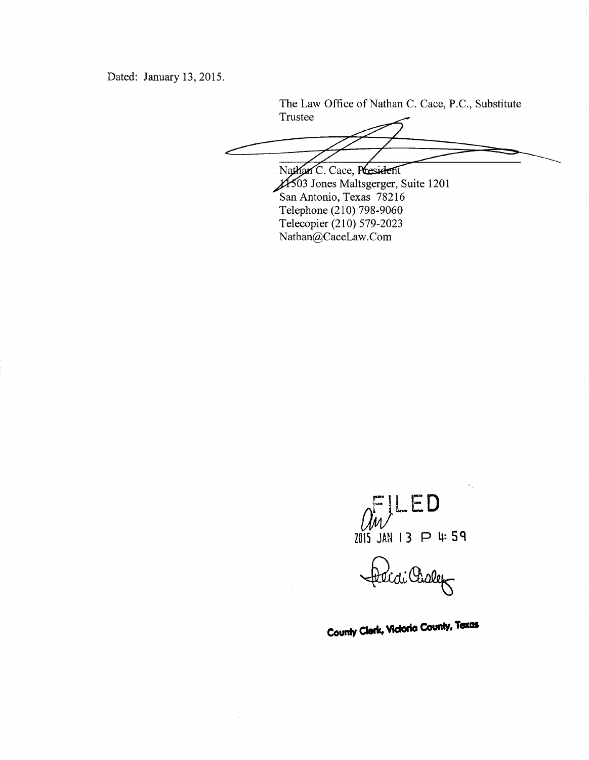Dated: January 13, 2015.

The Law Office of Nathan C. Cace, P.C., Substitute Trustee

Nathan C. Cace, President
11503 Jones Maltsgerger, Suite 1201
San Antonio, Texas 78216
Telephone (210) 798-9060
Telecopier (210) 579-2023
Nathan@CaceLaw.Com

FILED
2015 JAN 13 P 4:59

County Clerk, Victoria County, Texas